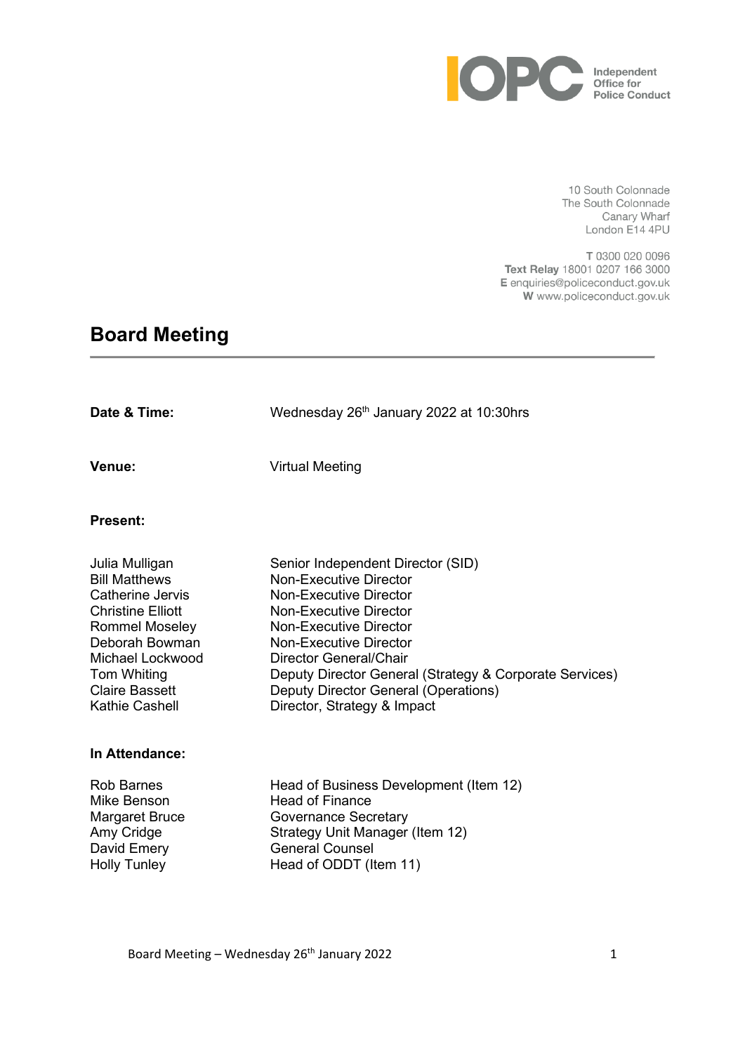Independent Office for Police Conduct

10 South Colonnade
The South Colonnade
Canary Wharf
London E14 4PU

T 0300 020 0096
**Text Relay** 18001 0207 166 3000
**E** enquiries@policeconduct.gov.uk
**W** www.policeconduct.gov.uk

# Board Meeting

| | |
|---|---|
| **Date & Time:** | Wednesday 26th January 2022 at 10:30hrs |
| **Venue:** | Virtual Meeting |

**Present:**

| | |
|---|---|
| Julia Mulligan | Senior Independent Director (SID) |
| Bill Matthews | Non-Executive Director |
| Catherine Jervis | Non-Executive Director |
| Christine Elliott | Non-Executive Director |
| Rommel Moseley | Non-Executive Director |
| Deborah Bowman | Non-Executive Director |
| Michael Lockwood | Director General/Chair |
| Tom Whiting | Deputy Director General (Strategy & Corporate Services) |
| Claire Bassett | Deputy Director General (Operations) |
| Kathie Cashell | Director, Strategy & Impact |

**In Attendance:**

| | |
|---|---|
| Rob Barnes | Head of Business Development (Item 12) |
| Mike Benson | Head of Finance |
| Margaret Bruce | Governance Secretary |
| Amy Cridge | Strategy Unit Manager (Item 12) |
| David Emery | General Counsel |
| Holly Tunley | Head of ODDT (Item 11) |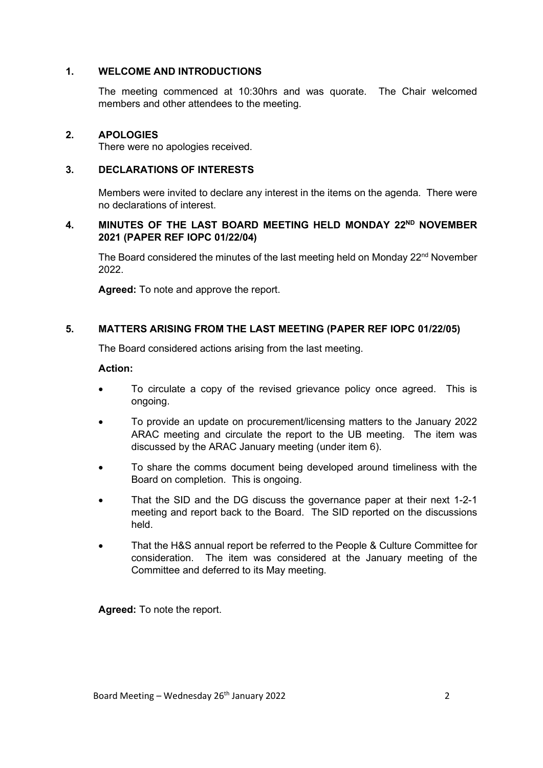## 1. WELCOME AND INTRODUCTIONS

The meeting commenced at 10:30hrs and was quorate. The Chair welcomed members and other attendees to the meeting.

## 2. APOLOGIES

There were no apologies received.

## 3. DECLARATIONS OF INTERESTS

Members were invited to declare any interest in the items on the agenda. There were no declarations of interest.

## 4. MINUTES OF THE LAST BOARD MEETING HELD MONDAY 22ND NOVEMBER 2021 (PAPER REF IOPC 01/22/04)

The Board considered the minutes of the last meeting held on Monday 22nd November 2022.

**Agreed:** To note and approve the report.

## 5. MATTERS ARISING FROM THE LAST MEETING (PAPER REF IOPC 01/22/05)

The Board considered actions arising from the last meeting.

**Action:**

- To circulate a copy of the revised grievance policy once agreed. This is ongoing.
- To provide an update on procurement/licensing matters to the January 2022 ARAC meeting and circulate the report to the UB meeting. The item was discussed by the ARAC January meeting (under item 6).
- To share the comms document being developed around timeliness with the Board on completion. This is ongoing.
- That the SID and the DG discuss the governance paper at their next 1-2-1 meeting and report back to the Board. The SID reported on the discussions held.
- That the H&S annual report be referred to the People & Culture Committee for consideration. The item was considered at the January meeting of the Committee and deferred to its May meeting.

**Agreed:** To note the report.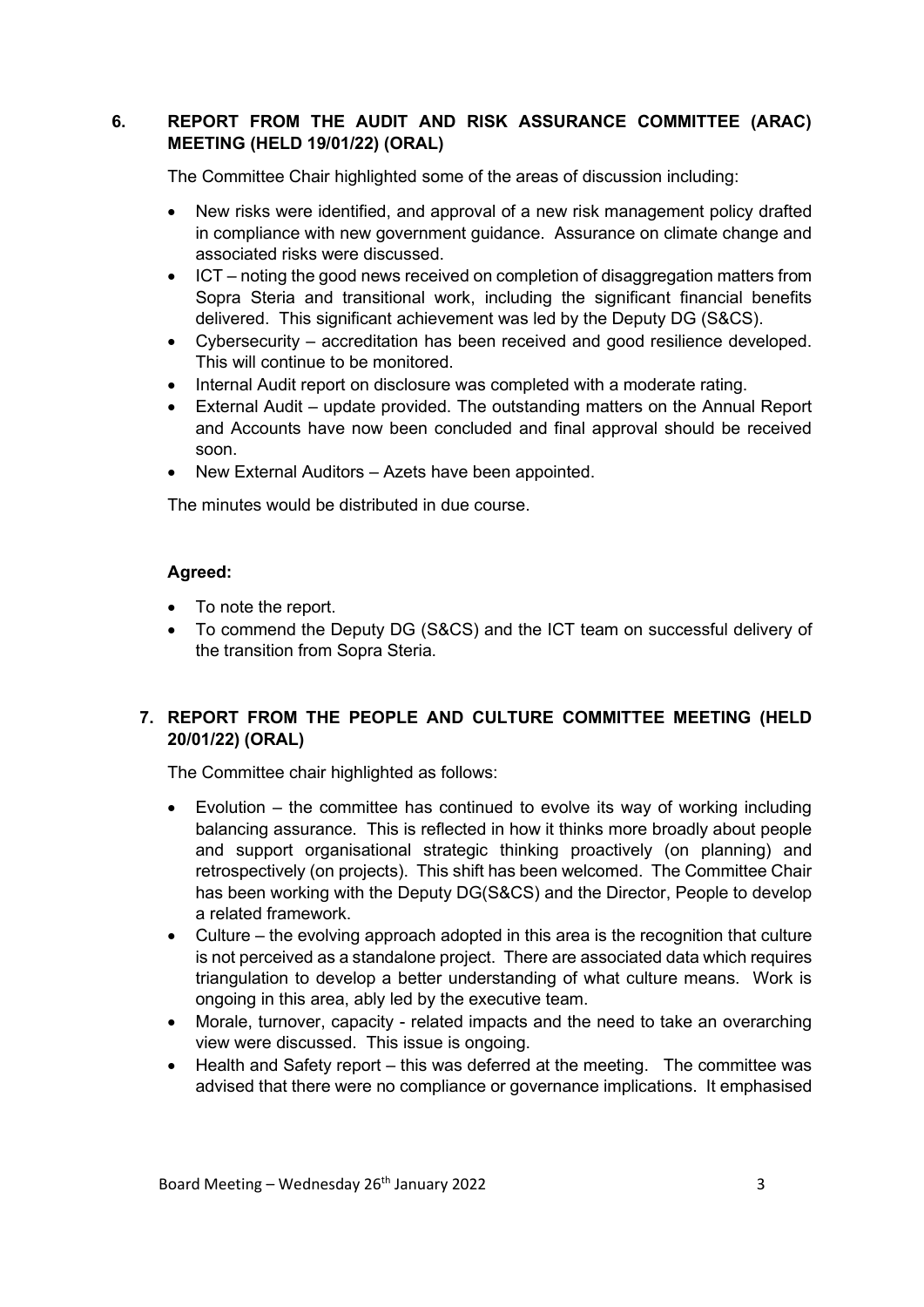## 6. REPORT FROM THE AUDIT AND RISK ASSURANCE COMMITTEE (ARAC) MEETING (HELD 19/01/22) (ORAL)

The Committee Chair highlighted some of the areas of discussion including:

- New risks were identified, and approval of a new risk management policy drafted in compliance with new government guidance. Assurance on climate change and associated risks were discussed.
- ICT – noting the good news received on completion of disaggregation matters from Sopra Steria and transitional work, including the significant financial benefits delivered. This significant achievement was led by the Deputy DG (S&CS).
- Cybersecurity – accreditation has been received and good resilience developed. This will continue to be monitored.
- Internal Audit report on disclosure was completed with a moderate rating.
- External Audit – update provided. The outstanding matters on the Annual Report and Accounts have now been concluded and final approval should be received soon.
- New External Auditors – Azets have been appointed.

The minutes would be distributed in due course.

**Agreed:**

- To note the report.
- To commend the Deputy DG (S&CS) and the ICT team on successful delivery of the transition from Sopra Steria.

## 7. REPORT FROM THE PEOPLE AND CULTURE COMMITTEE MEETING (HELD 20/01/22) (ORAL)

The Committee chair highlighted as follows:

- Evolution – the committee has continued to evolve its way of working including balancing assurance. This is reflected in how it thinks more broadly about people and support organisational strategic thinking proactively (on planning) and retrospectively (on projects). This shift has been welcomed. The Committee Chair has been working with the Deputy DG(S&CS) and the Director, People to develop a related framework.
- Culture – the evolving approach adopted in this area is the recognition that culture is not perceived as a standalone project. There are associated data which requires triangulation to develop a better understanding of what culture means. Work is ongoing in this area, ably led by the executive team.
- Morale, turnover, capacity - related impacts and the need to take an overarching view were discussed. This issue is ongoing.
- Health and Safety report – this was deferred at the meeting. The committee was advised that there were no compliance or governance implications. It emphasised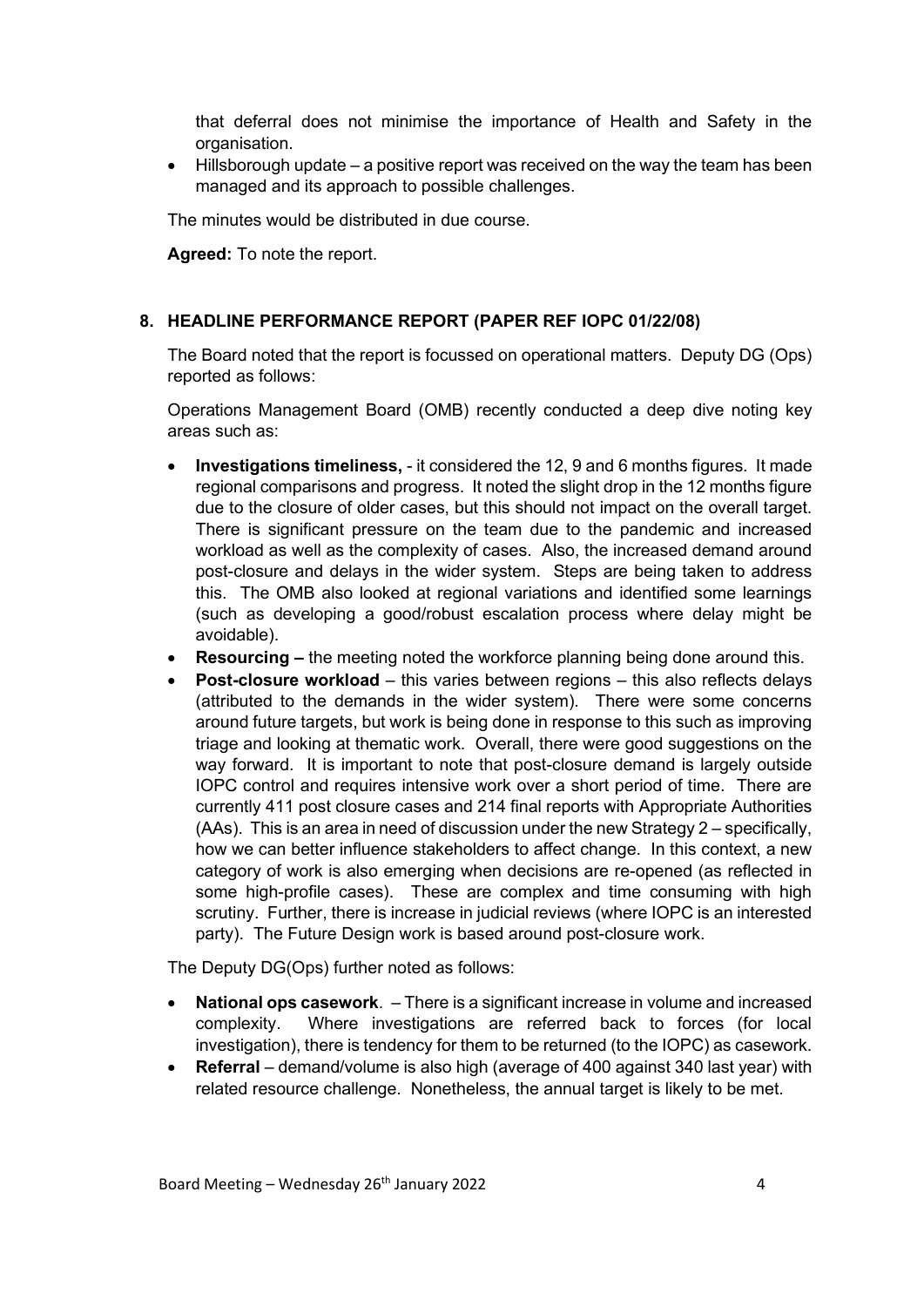that deferral does not minimise the importance of Health and Safety in the organisation.

- Hillsborough update – a positive report was received on the way the team has been managed and its approach to possible challenges.

The minutes would be distributed in due course.

**Agreed:** To note the report.

## 8. HEADLINE PERFORMANCE REPORT (PAPER REF IOPC 01/22/08)

The Board noted that the report is focussed on operational matters. Deputy DG (Ops) reported as follows:

Operations Management Board (OMB) recently conducted a deep dive noting key areas such as:

- **Investigations timeliness,** - it considered the 12, 9 and 6 months figures. It made regional comparisons and progress. It noted the slight drop in the 12 months figure due to the closure of older cases, but this should not impact on the overall target. There is significant pressure on the team due to the pandemic and increased workload as well as the complexity of cases. Also, the increased demand around post-closure and delays in the wider system. Steps are being taken to address this. The OMB also looked at regional variations and identified some learnings (such as developing a good/robust escalation process where delay might be avoidable).
- **Resourcing –** the meeting noted the workforce planning being done around this.
- **Post-closure workload** – this varies between regions – this also reflects delays (attributed to the demands in the wider system). There were some concerns around future targets, but work is being done in response to this such as improving triage and looking at thematic work. Overall, there were good suggestions on the way forward. It is important to note that post-closure demand is largely outside IOPC control and requires intensive work over a short period of time. There are currently 411 post closure cases and 214 final reports with Appropriate Authorities (AAs). This is an area in need of discussion under the new Strategy 2 – specifically, how we can better influence stakeholders to affect change. In this context, a new category of work is also emerging when decisions are re-opened (as reflected in some high-profile cases). These are complex and time consuming with high scrutiny. Further, there is increase in judicial reviews (where IOPC is an interested party). The Future Design work is based around post-closure work.

The Deputy DG(Ops) further noted as follows:

- **National ops casework**. – There is a significant increase in volume and increased complexity. Where investigations are referred back to forces (for local investigation), there is tendency for them to be returned (to the IOPC) as casework.
- **Referral** – demand/volume is also high (average of 400 against 340 last year) with related resource challenge. Nonetheless, the annual target is likely to be met.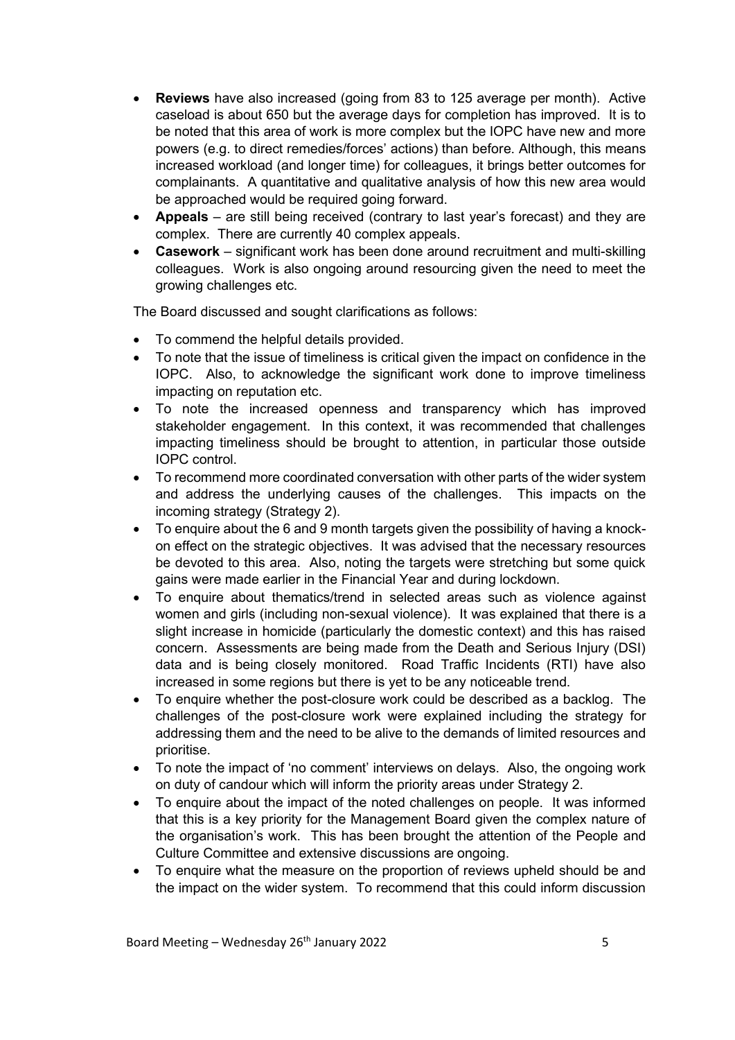- **Reviews** have also increased (going from 83 to 125 average per month). Active caseload is about 650 but the average days for completion has improved. It is to be noted that this area of work is more complex but the IOPC have new and more powers (e.g. to direct remedies/forces' actions) than before. Although, this means increased workload (and longer time) for colleagues, it brings better outcomes for complainants. A quantitative and qualitative analysis of how this new area would be approached would be required going forward.
- **Appeals** – are still being received (contrary to last year's forecast) and they are complex. There are currently 40 complex appeals.
- **Casework** – significant work has been done around recruitment and multi-skilling colleagues. Work is also ongoing around resourcing given the need to meet the growing challenges etc.

The Board discussed and sought clarifications as follows:

- To commend the helpful details provided.
- To note that the issue of timeliness is critical given the impact on confidence in the IOPC. Also, to acknowledge the significant work done to improve timeliness impacting on reputation etc.
- To note the increased openness and transparency which has improved stakeholder engagement. In this context, it was recommended that challenges impacting timeliness should be brought to attention, in particular those outside IOPC control.
- To recommend more coordinated conversation with other parts of the wider system and address the underlying causes of the challenges. This impacts on the incoming strategy (Strategy 2).
- To enquire about the 6 and 9 month targets given the possibility of having a knock-on effect on the strategic objectives. It was advised that the necessary resources be devoted to this area. Also, noting the targets were stretching but some quick gains were made earlier in the Financial Year and during lockdown.
- To enquire about thematics/trend in selected areas such as violence against women and girls (including non-sexual violence). It was explained that there is a slight increase in homicide (particularly the domestic context) and this has raised concern. Assessments are being made from the Death and Serious Injury (DSI) data and is being closely monitored. Road Traffic Incidents (RTI) have also increased in some regions but there is yet to be any noticeable trend.
- To enquire whether the post-closure work could be described as a backlog. The challenges of the post-closure work were explained including the strategy for addressing them and the need to be alive to the demands of limited resources and prioritise.
- To note the impact of 'no comment' interviews on delays. Also, the ongoing work on duty of candour which will inform the priority areas under Strategy 2.
- To enquire about the impact of the noted challenges on people. It was informed that this is a key priority for the Management Board given the complex nature of the organisation's work. This has been brought the attention of the People and Culture Committee and extensive discussions are ongoing.
- To enquire what the measure on the proportion of reviews upheld should be and the impact on the wider system. To recommend that this could inform discussion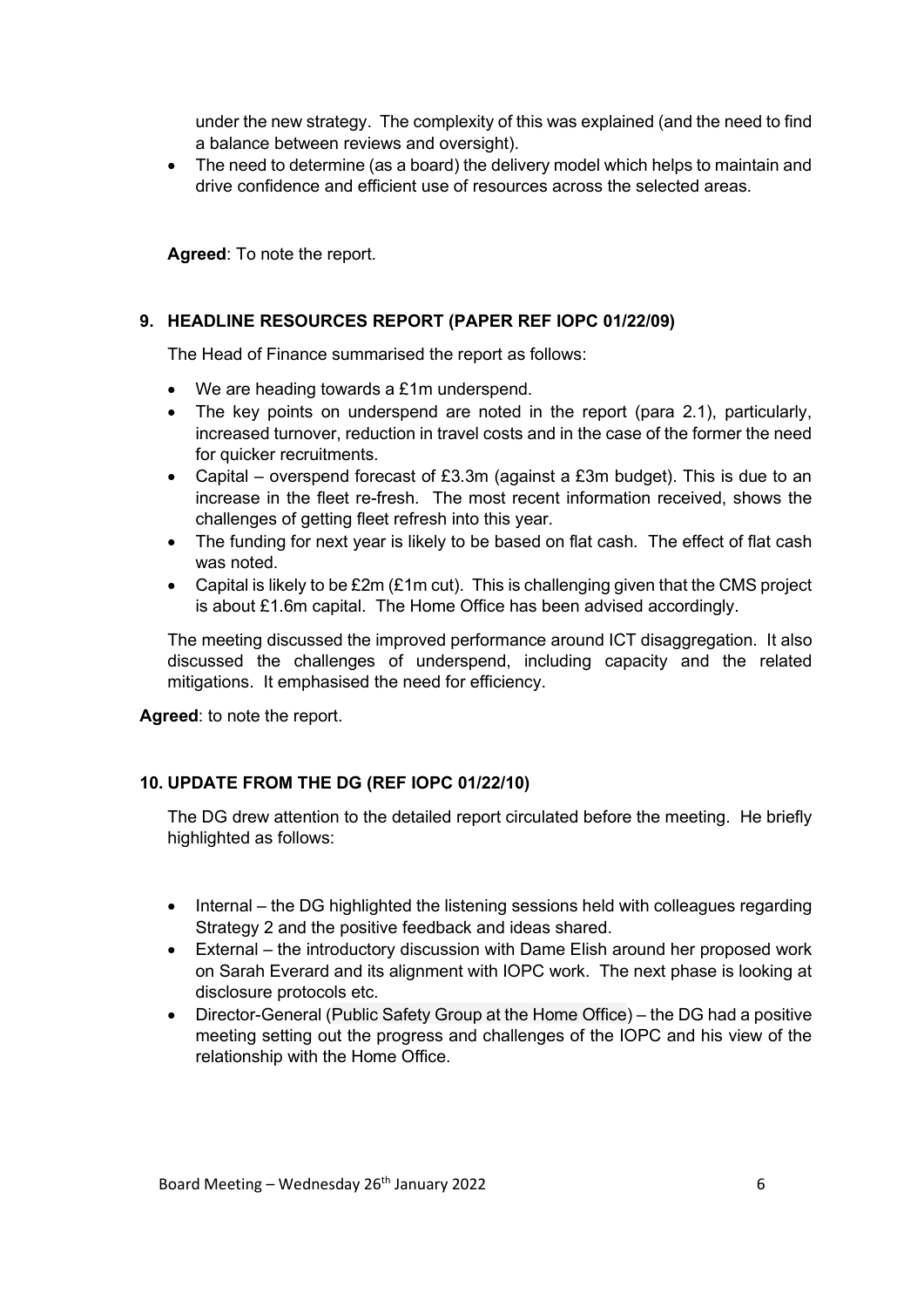under the new strategy. The complexity of this was explained (and the need to find a balance between reviews and oversight).

- The need to determine (as a board) the delivery model which helps to maintain and drive confidence and efficient use of resources across the selected areas.

**Agreed**: To note the report.

### 9. HEADLINE RESOURCES REPORT (PAPER REF IOPC 01/22/09)

The Head of Finance summarised the report as follows:

- We are heading towards a £1m underspend.
- The key points on underspend are noted in the report (para 2.1), particularly, increased turnover, reduction in travel costs and in the case of the former the need for quicker recruitments.
- Capital – overspend forecast of £3.3m (against a £3m budget). This is due to an increase in the fleet re-fresh. The most recent information received, shows the challenges of getting fleet refresh into this year.
- The funding for next year is likely to be based on flat cash. The effect of flat cash was noted.
- Capital is likely to be £2m (£1m cut). This is challenging given that the CMS project is about £1.6m capital. The Home Office has been advised accordingly.

The meeting discussed the improved performance around ICT disaggregation. It also discussed the challenges of underspend, including capacity and the related mitigations. It emphasised the need for efficiency.

**Agreed**: to note the report.

### 10. UPDATE FROM THE DG (REF IOPC 01/22/10)

The DG drew attention to the detailed report circulated before the meeting. He briefly highlighted as follows:

- Internal – the DG highlighted the listening sessions held with colleagues regarding Strategy 2 and the positive feedback and ideas shared.
- External – the introductory discussion with Dame Elish around her proposed work on Sarah Everard and its alignment with IOPC work. The next phase is looking at disclosure protocols etc.
- Director-General (Public Safety Group at the Home Office) – the DG had a positive meeting setting out the progress and challenges of the IOPC and his view of the relationship with the Home Office.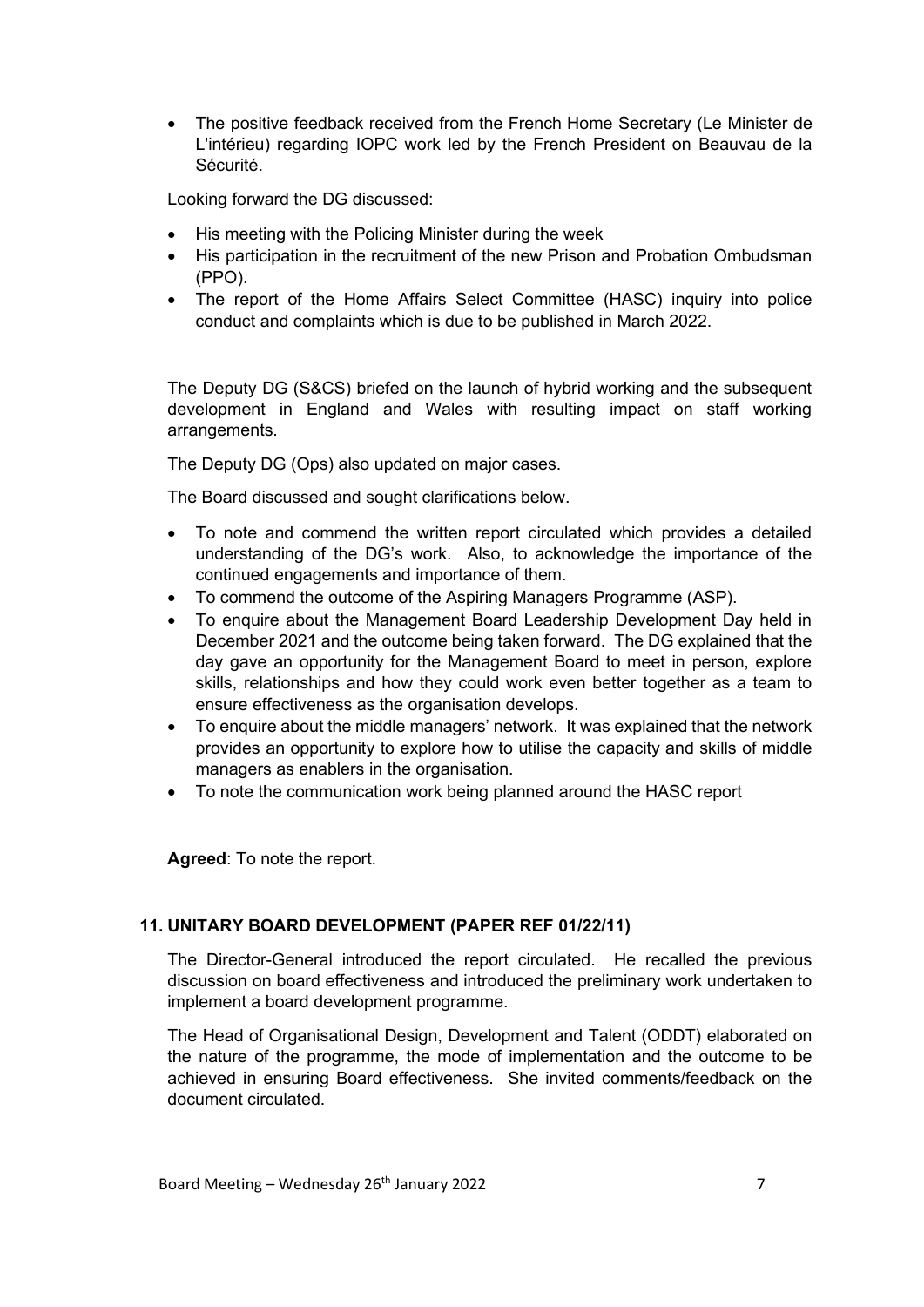- The positive feedback received from the French Home Secretary (Le Minister de L'intérieu) regarding IOPC work led by the French President on Beauvau de la Sécurité.

Looking forward the DG discussed:

- His meeting with the Policing Minister during the week
- His participation in the recruitment of the new Prison and Probation Ombudsman (PPO).
- The report of the Home Affairs Select Committee (HASC) inquiry into police conduct and complaints which is due to be published in March 2022.

The Deputy DG (S&CS) briefed on the launch of hybrid working and the subsequent development in England and Wales with resulting impact on staff working arrangements.

The Deputy DG (Ops) also updated on major cases.

The Board discussed and sought clarifications below.

- To note and commend the written report circulated which provides a detailed understanding of the DG's work. Also, to acknowledge the importance of the continued engagements and importance of them.
- To commend the outcome of the Aspiring Managers Programme (ASP).
- To enquire about the Management Board Leadership Development Day held in December 2021 and the outcome being taken forward. The DG explained that the day gave an opportunity for the Management Board to meet in person, explore skills, relationships and how they could work even better together as a team to ensure effectiveness as the organisation develops.
- To enquire about the middle managers' network. It was explained that the network provides an opportunity to explore how to utilise the capacity and skills of middle managers as enablers in the organisation.
- To note the communication work being planned around the HASC report

**Agreed**: To note the report.

## 11. UNITARY BOARD DEVELOPMENT (PAPER REF 01/22/11)

The Director-General introduced the report circulated. He recalled the previous discussion on board effectiveness and introduced the preliminary work undertaken to implement a board development programme.

The Head of Organisational Design, Development and Talent (ODDT) elaborated on the nature of the programme, the mode of implementation and the outcome to be achieved in ensuring Board effectiveness. She invited comments/feedback on the document circulated.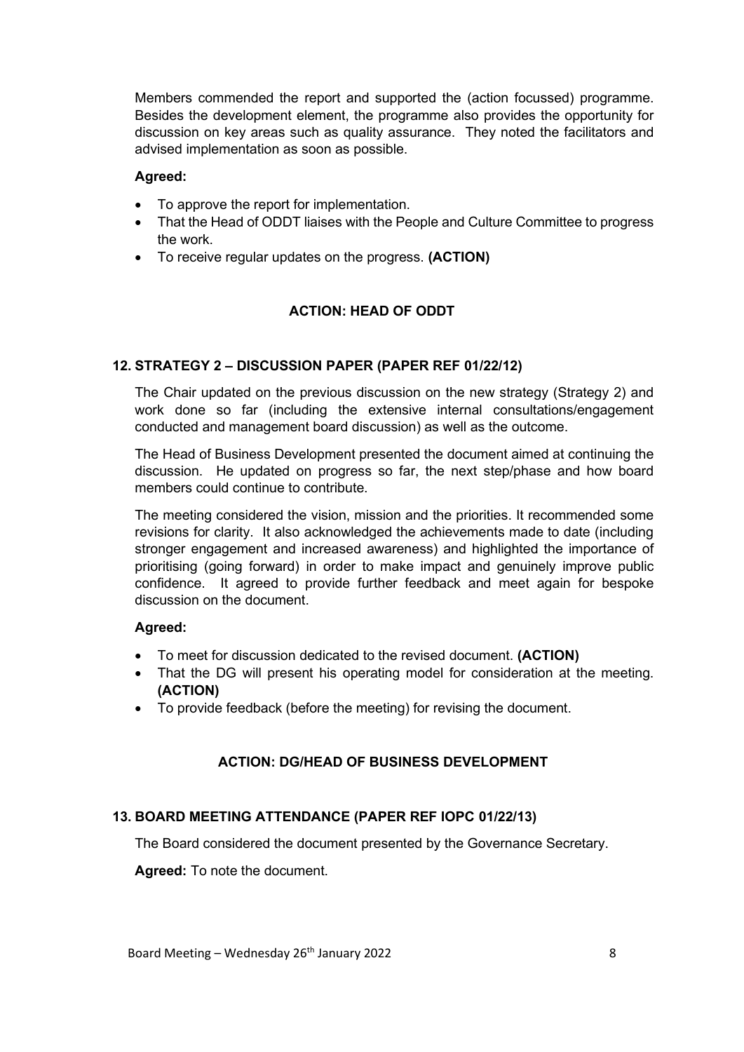Members commended the report and supported the (action focussed) programme. Besides the development element, the programme also provides the opportunity for discussion on key areas such as quality assurance. They noted the facilitators and advised implementation as soon as possible.

**Agreed:**

- To approve the report for implementation.
- That the Head of ODDT liaises with the People and Culture Committee to progress the work.
- To receive regular updates on the progress. **(ACTION)**

**ACTION: HEAD OF ODDT**

## 12. STRATEGY 2 – DISCUSSION PAPER (PAPER REF 01/22/12)

The Chair updated on the previous discussion on the new strategy (Strategy 2) and work done so far (including the extensive internal consultations/engagement conducted and management board discussion) as well as the outcome.

The Head of Business Development presented the document aimed at continuing the discussion. He updated on progress so far, the next step/phase and how board members could continue to contribute.

The meeting considered the vision, mission and the priorities. It recommended some revisions for clarity. It also acknowledged the achievements made to date (including stronger engagement and increased awareness) and highlighted the importance of prioritising (going forward) in order to make impact and genuinely improve public confidence. It agreed to provide further feedback and meet again for bespoke discussion on the document.

**Agreed:**

- To meet for discussion dedicated to the revised document. **(ACTION)**
- That the DG will present his operating model for consideration at the meeting. **(ACTION)**
- To provide feedback (before the meeting) for revising the document.

**ACTION: DG/HEAD OF BUSINESS DEVELOPMENT**

## 13. BOARD MEETING ATTENDANCE (PAPER REF IOPC 01/22/13)

The Board considered the document presented by the Governance Secretary.

**Agreed:** To note the document.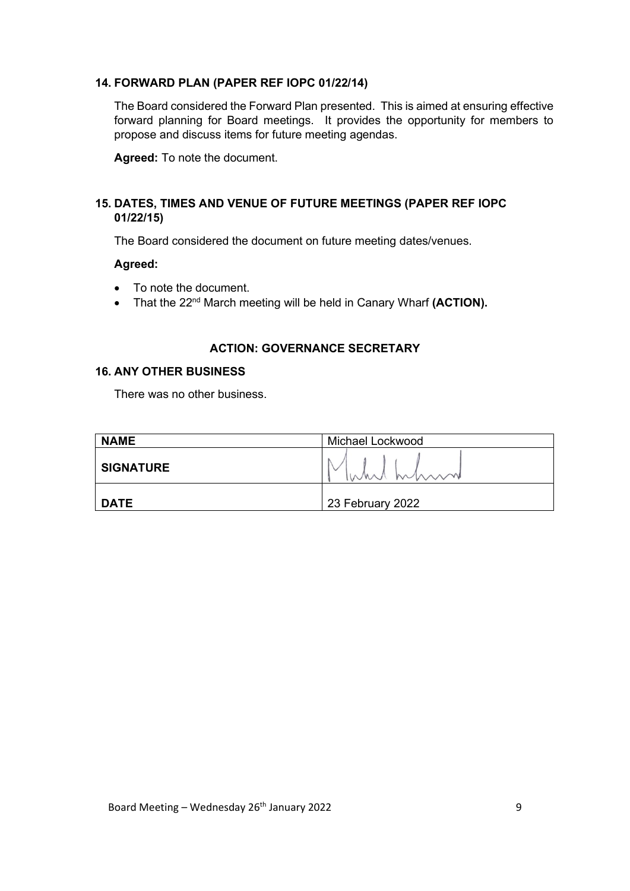### 14. FORWARD PLAN (PAPER REF IOPC 01/22/14)

The Board considered the Forward Plan presented. This is aimed at ensuring effective forward planning for Board meetings. It provides the opportunity for members to propose and discuss items for future meeting agendas.

**Agreed:** To note the document.

### 15. DATES, TIMES AND VENUE OF FUTURE MEETINGS (PAPER REF IOPC 01/22/15)

The Board considered the document on future meeting dates/venues.

**Agreed:**

- To note the document.
- That the 22nd March meeting will be held in Canary Wharf **(ACTION).**

**ACTION: GOVERNANCE SECRETARY**

### 16. ANY OTHER BUSINESS

There was no other business.

| NAME | Michael Lockwood |
|---|---|
| SIGNATURE | [signature] |
| DATE | 23 February 2022 |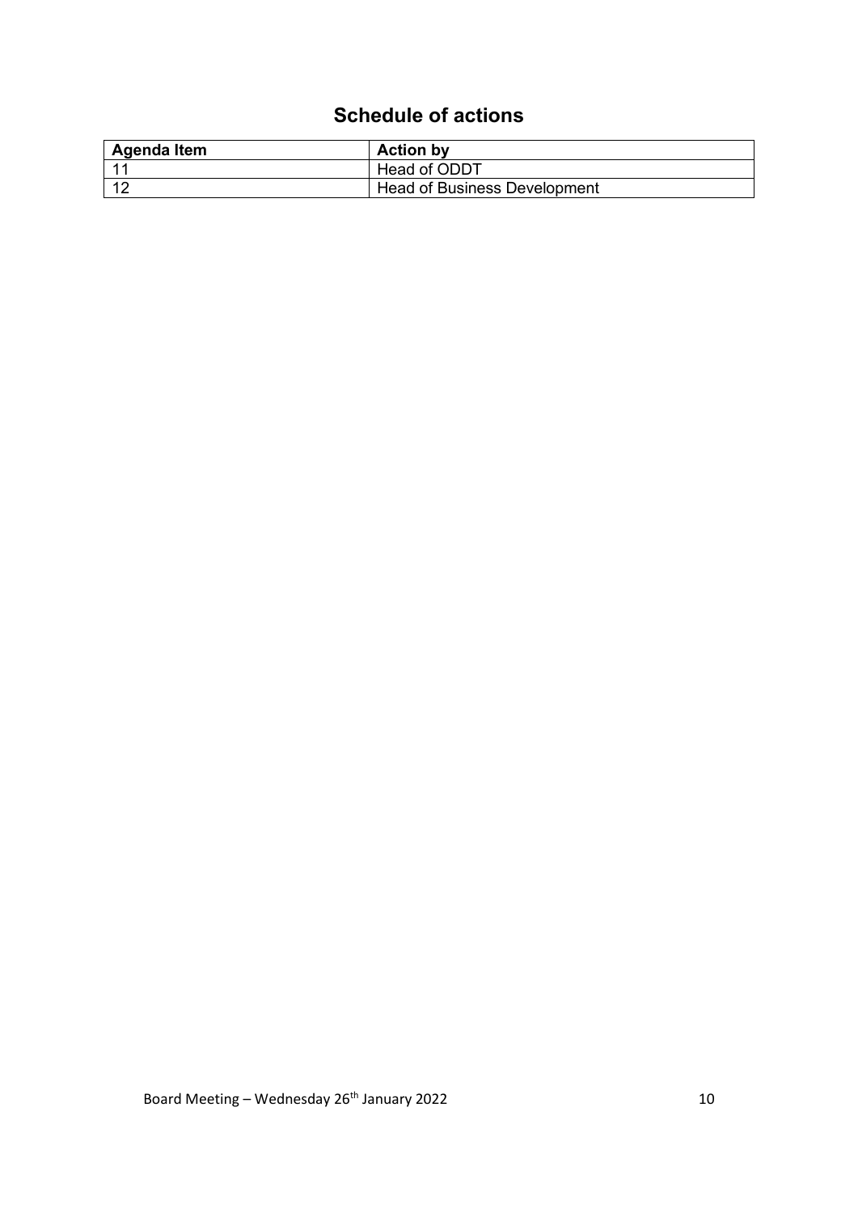## Schedule of actions

| Agenda Item | Action by |
|---|---|
| 11 | Head of ODDT |
| 12 | Head of Business Development |